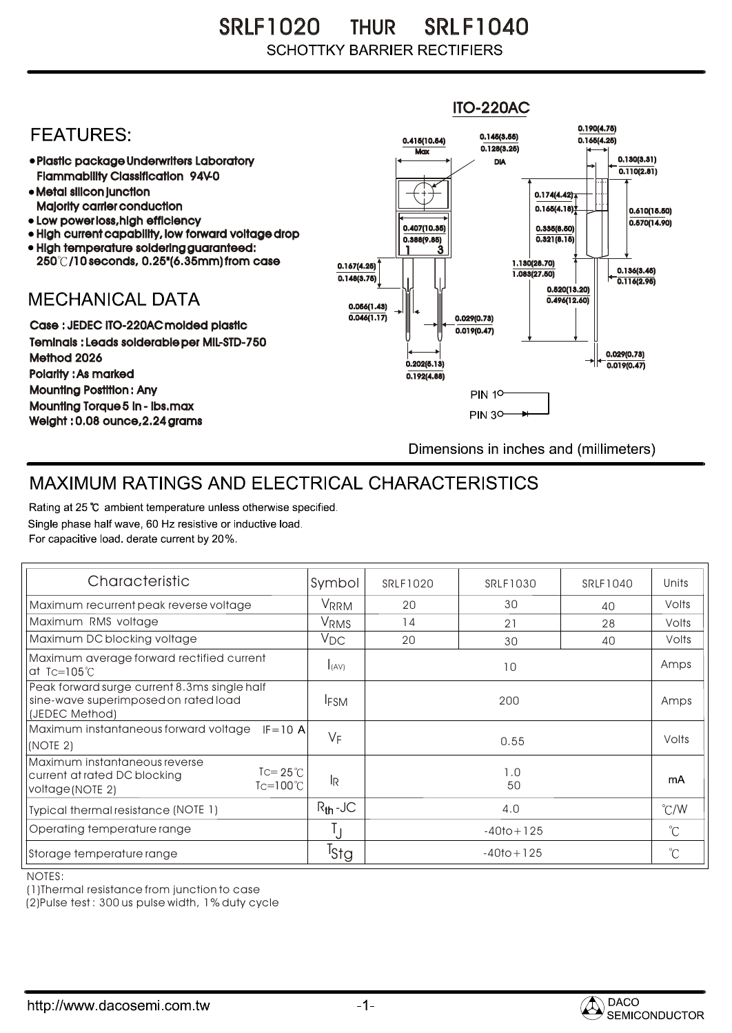# SRLF1020 THUR SRLF1040

SCHOTTKY BARRIER RECTIFIERS

## FEATURES:

- Plastic package Underwriters Laboratory Flammability Classification 94V-0
- Metal silicon junction Majority carrier conduction
- Low power loss, high efficiency
- High current capability, low forward voltage drop
- High temperature soldering guaranteed: 250℃/10 seconds, 0.25"(6.35mm) from case

## MECHANICAL DATA

Case : JEDEC ITO-220AC molded plastic

Teminals : Leads solderable per MIL-STD-750 Method 2026

Polarity : As marked

Mounting Postition : Any

Mounting Torque 5 in - lbs.max

Weight : 0.08 ounce, 2.24 grams

ITO-220AC

0.415(10.54) Max; 0.145(3.55) 0.128(3.25) DIA; 0.190(4.75) 0.165(4.25); 0.130(3.31) 0.110(2.81); 0.174(4.42) 0.165(4.18); 0.610(15.50) 0.570(14.90); 0.407(10.35) 0.388(9.85); 0.335(8.50) 0.321(8.15); 0.167(4.25) 0.148(3.75); 1.130(28.70) 1.083(27.50); 0.136(3.45) 0.116(2.95); 0.520(13.20) 0.496(12.60); 0.056(1.43) 0.046(1.17); 0.029(0.73) 0.019(0.47); 0.029(0.73) 0.019(0.47); 0.202(5.13) 0.192(4.88)

PIN 1, PIN 3

Dimensions in inches and (millimeters)

## MAXIMUM RATINGS AND ELECTRICAL CHARACTERISTICS

Rating at 25 ℃ ambient temperature unless otherwise specified.
Single phase half wave, 60 Hz resistive or inductive load.
For capacitive load. derate current by 20%.

| Characteristic | Symbol | SRLF1020 | SRLF1030 | SRLF1040 | Units |
|---|---|---|---|---|---|
| Maximum recurrent peak reverse voltage | $V_{RRM}$ | 20 | 30 | 40 | Volts |
| Maximum RMS voltage | $V_{RMS}$ | 14 | 21 | 28 | Volts |
| Maximum DC blocking voltage | $V_{DC}$ | 20 | 30 | 40 | Volts |
| Maximum average forward rectified current at Tc=105℃ | $I_{(AV)}$ | 10 | | | Amps |
| Peak forward surge current 8.3ms single half sine-wave superimposed on rated load (JEDEC Method) | $I_{FSM}$ | 200 | | | Amps |
| Maximum instantaneous forward voltage IF=10 A (NOTE 2) | $V_F$ | 0.55 | | | Volts |
| Maximum instantaneous reverse current at rated DC blocking voltage (NOTE 2) Tc=25℃ / Tc=100℃ | $I_R$ | 1.0 / 50 | | | mA |
| Typical thermal resistance (NOTE 1) | $R_{th}$-JC | 4.0 | | | ℃/W |
| Operating temperature range | $T_J$ | -40to+125 | | | ℃ |
| Storage temperature range | $T_{Stg}$ | -40to+125 | | | ℃ |

NOTES:

(1)Thermal resistance from junction to case

(2)Pulse test : 300 us pulse width, 1% duty cycle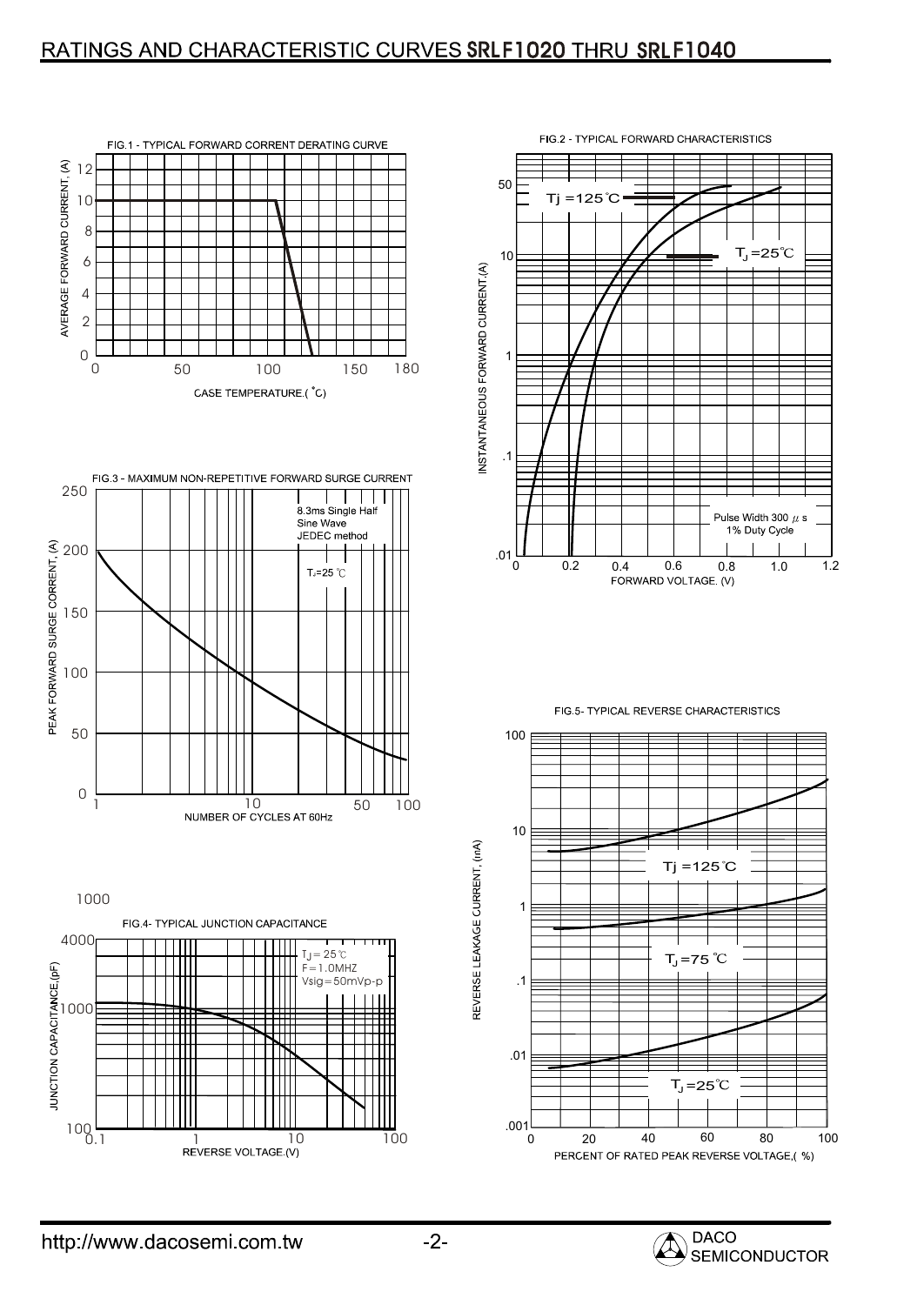# RATINGS AND CHARACTERISTIC CURVES SRLF1020 THRU SRLF1040

FIG.1 - TYPICAL FORWARD CORRENT DERATING CURVE

AVERAGE FORWARD CURRENT, (A)

12
10
8
6
4
2
0

0 50 100 150 180

CASE TEMPERATURE.( °C)

FIG.2 - TYPICAL FORWARD CHARACTERISTICS

INSTANTANEOUS FORWARD CURRENT,(A)

50
10
1
.1
.01

Tj =125°C

$T_J$=25°C

Pulse Width 300 μ s
1% Duty Cycle

0 0.2 0.4 0.6 0.8 1.0 1.2

FORWARD VOLTAGE. (V)

FIG.3 - MAXIMUM NON-REPETITIVE FORWARD SURGE CURRENT

PEAK FORWARD SURGE CORRENT, (A)

250
200
150
100
50
0

8.3ms Single Half
Sine Wave
JEDEC method

$T_J$=25 °C

1 10 50 100

NUMBER OF CYCLES AT 60Hz

1000

FIG.4- TYPICAL JUNCTION CAPACITANCE

JUNCTION CAPACITANCE,(pF)

4000
1000
100

$T_J$= 25 °C
F=1.0MHZ
Vsig=50mVp-p

0.1 1 10 100

REVERSE VOLTAGE.(V)

FIG.5- TYPICAL REVERSE CHARACTERISTICS

REVERSE LEAKAGE CURRENT, (mA)

100
10
1
.1
.01
.001

Tj =125°C

$T_J$=75 °C

$T_J$=25°C

0 20 40 60 80 100

PERCENT OF RATED PEAK REVERSE VOLTAGE,( %)